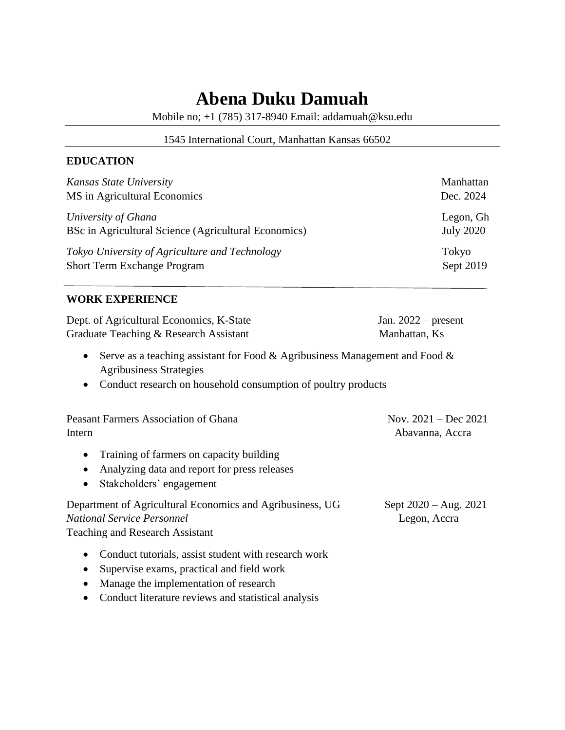# Abena Duku Damuah

Mobile no; +1 (785) 317-8940 Email: addamuah@ksu.edu

1545 International Court, Manhattan Kansas 66502

## EDUCATION

*Kansas State University* — Manhattan
MS in Agricultural Economics — Dec. 2024

*University of Ghana* — Legon, Gh
BSc in Agricultural Science (Agricultural Economics) — July 2020

*Tokyo University of Agriculture and Technology* — Tokyo
Short Term Exchange Program — Sept 2019

## WORK EXPERIENCE

Dept. of Agricultural Economics, K-State — Jan. 2022 – present
Graduate Teaching & Research Assistant — Manhattan, Ks

- Serve as a teaching assistant for Food & Agribusiness Management and Food & Agribusiness Strategies
- Conduct research on household consumption of poultry products

Peasant Farmers Association of Ghana — Nov. 2021 – Dec 2021
Intern — Abavanna, Accra

- Training of farmers on capacity building
- Analyzing data and report for press releases
- Stakeholders' engagement

Department of Agricultural Economics and Agribusiness, UG — Sept 2020 – Aug. 2021
*National Service Personnel* — Legon, Accra
Teaching and Research Assistant

- Conduct tutorials, assist student with research work
- Supervise exams, practical and field work
- Manage the implementation of research
- Conduct literature reviews and statistical analysis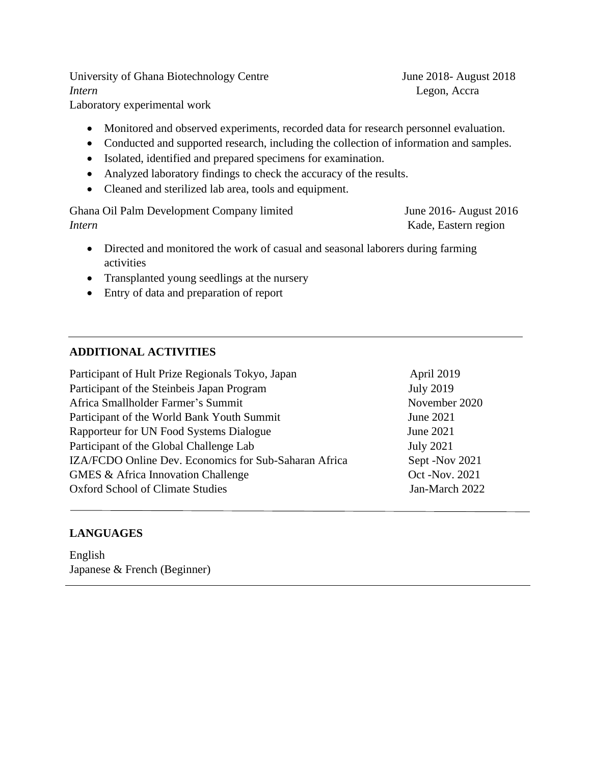University of Ghana Biotechnology Centre — June 2018- August 2018
*Intern* — Legon, Accra
Laboratory experimental work

- Monitored and observed experiments, recorded data for research personnel evaluation.
- Conducted and supported research, including the collection of information and samples.
- Isolated, identified and prepared specimens for examination.
- Analyzed laboratory findings to check the accuracy of the results.
- Cleaned and sterilized lab area, tools and equipment.

Ghana Oil Palm Development Company limited — June 2016- August 2016
*Intern* — Kade, Eastern region

- Directed and monitored the work of casual and seasonal laborers during farming activities
- Transplanted young seedlings at the nursery
- Entry of data and preparation of report

---

## ADDITIONAL ACTIVITIES

| | |
|---|---|
| Participant of Hult Prize Regionals Tokyo, Japan | April 2019 |
| Participant of the Steinbeis Japan Program | July 2019 |
| Africa Smallholder Farmer's Summit | November 2020 |
| Participant of the World Bank Youth Summit | June 2021 |
| Rapporteur for UN Food Systems Dialogue | June 2021 |
| Participant of the Global Challenge Lab | July 2021 |
| IZA/FCDO Online Dev. Economics for Sub-Saharan Africa | Sept -Nov 2021 |
| GMES & Africa Innovation Challenge | Oct -Nov. 2021 |
| Oxford School of Climate Studies | Jan-March 2022 |

---

## LANGUAGES

English
Japanese & French (Beginner)